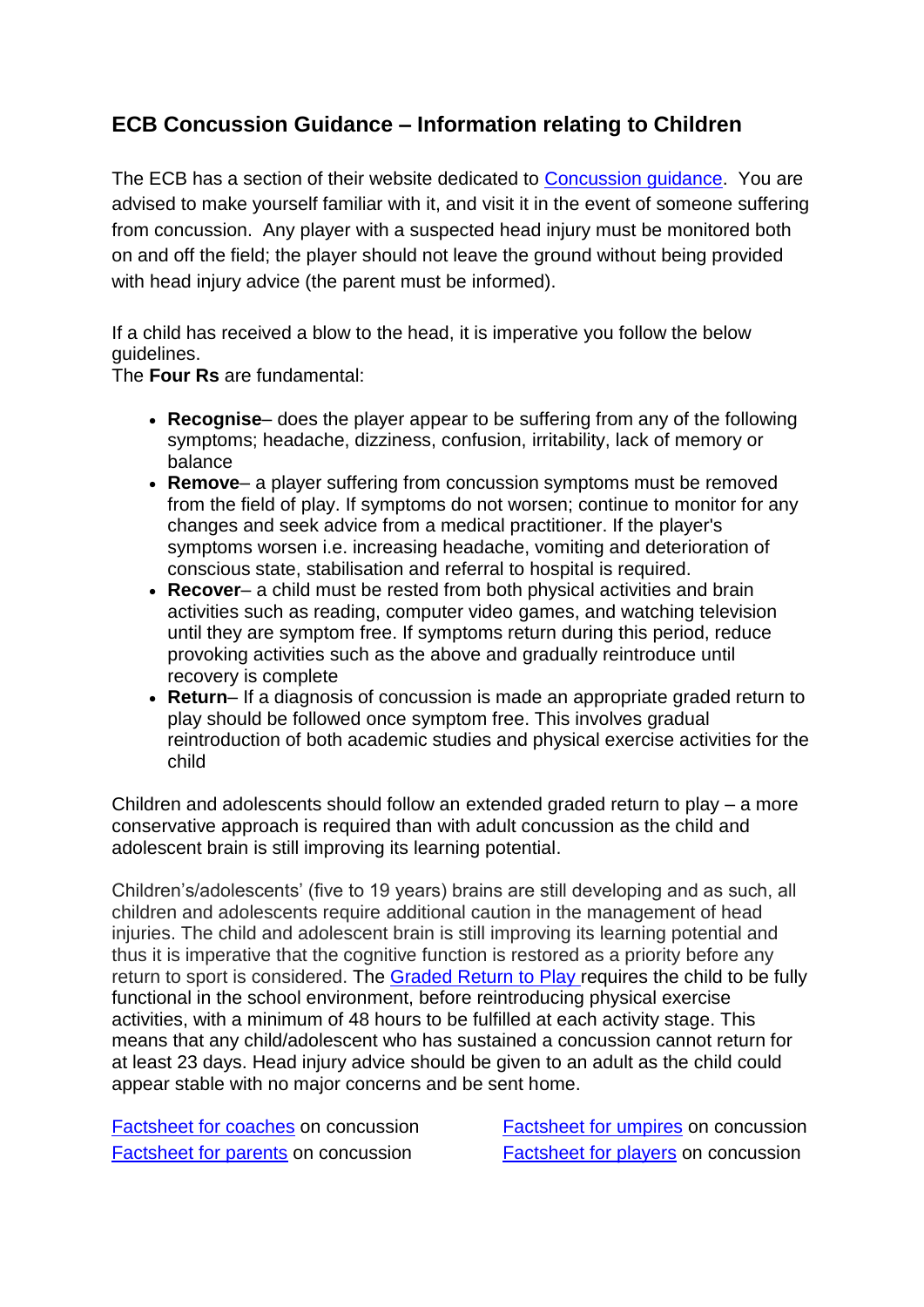## ECB Concussion Guidance – Information relating to Children

The ECB has a section of their website dedicated to Concussion guidance. You are advised to make yourself familiar with it, and visit it in the event of someone suffering from concussion. Any player with a suspected head injury must be monitored both on and off the field; the player should not leave the ground without being provided with head injury advice (the parent must be informed).

If a child has received a blow to the head, it is imperative you follow the below guidelines.
The **Four Rs** are fundamental:

- **Recognise**– does the player appear to be suffering from any of the following symptoms; headache, dizziness, confusion, irritability, lack of memory or balance
- **Remove**– a player suffering from concussion symptoms must be removed from the field of play. If symptoms do not worsen; continue to monitor for any changes and seek advice from a medical practitioner. If the player's symptoms worsen i.e. increasing headache, vomiting and deterioration of conscious state, stabilisation and referral to hospital is required.
- **Recover**– a child must be rested from both physical activities and brain activities such as reading, computer video games, and watching television until they are symptom free. If symptoms return during this period, reduce provoking activities such as the above and gradually reintroduce until recovery is complete
- **Return**– If a diagnosis of concussion is made an appropriate graded return to play should be followed once symptom free. This involves gradual reintroduction of both academic studies and physical exercise activities for the child

Children and adolescents should follow an extended graded return to play – a more conservative approach is required than with adult concussion as the child and adolescent brain is still improving its learning potential.

Children's/adolescents' (five to 19 years) brains are still developing and as such, all children and adolescents require additional caution in the management of head injuries. The child and adolescent brain is still improving its learning potential and thus it is imperative that the cognitive function is restored as a priority before any return to sport is considered. The Graded Return to Play requires the child to be fully functional in the school environment, before reintroducing physical exercise activities, with a minimum of 48 hours to be fulfilled at each activity stage. This means that any child/adolescent who has sustained a concussion cannot return for at least 23 days. Head injury advice should be given to an adult as the child could appear stable with no major concerns and be sent home.

Factsheet for coaches on concussion

Factsheet for parents on concussion

Factsheet for umpires on concussion

Factsheet for players on concussion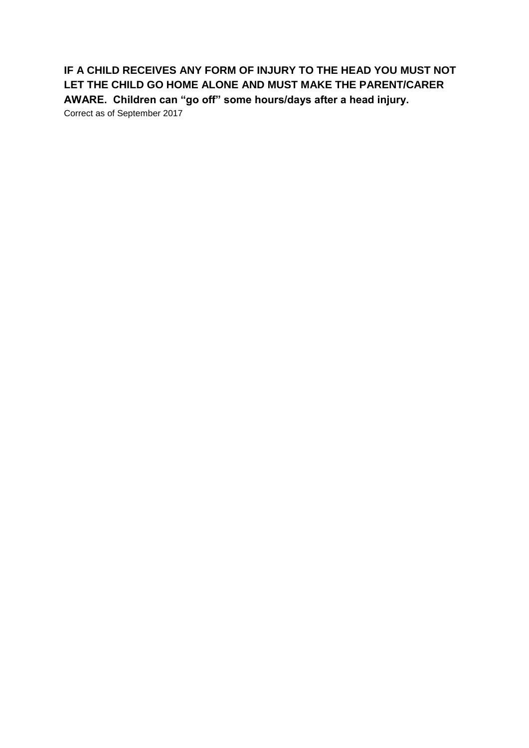**IF A CHILD RECEIVES ANY FORM OF INJURY TO THE HEAD YOU MUST NOT LET THE CHILD GO HOME ALONE AND MUST MAKE THE PARENT/CARER AWARE. Children can "go off" some hours/days after a head injury.**

Correct as of September 2017